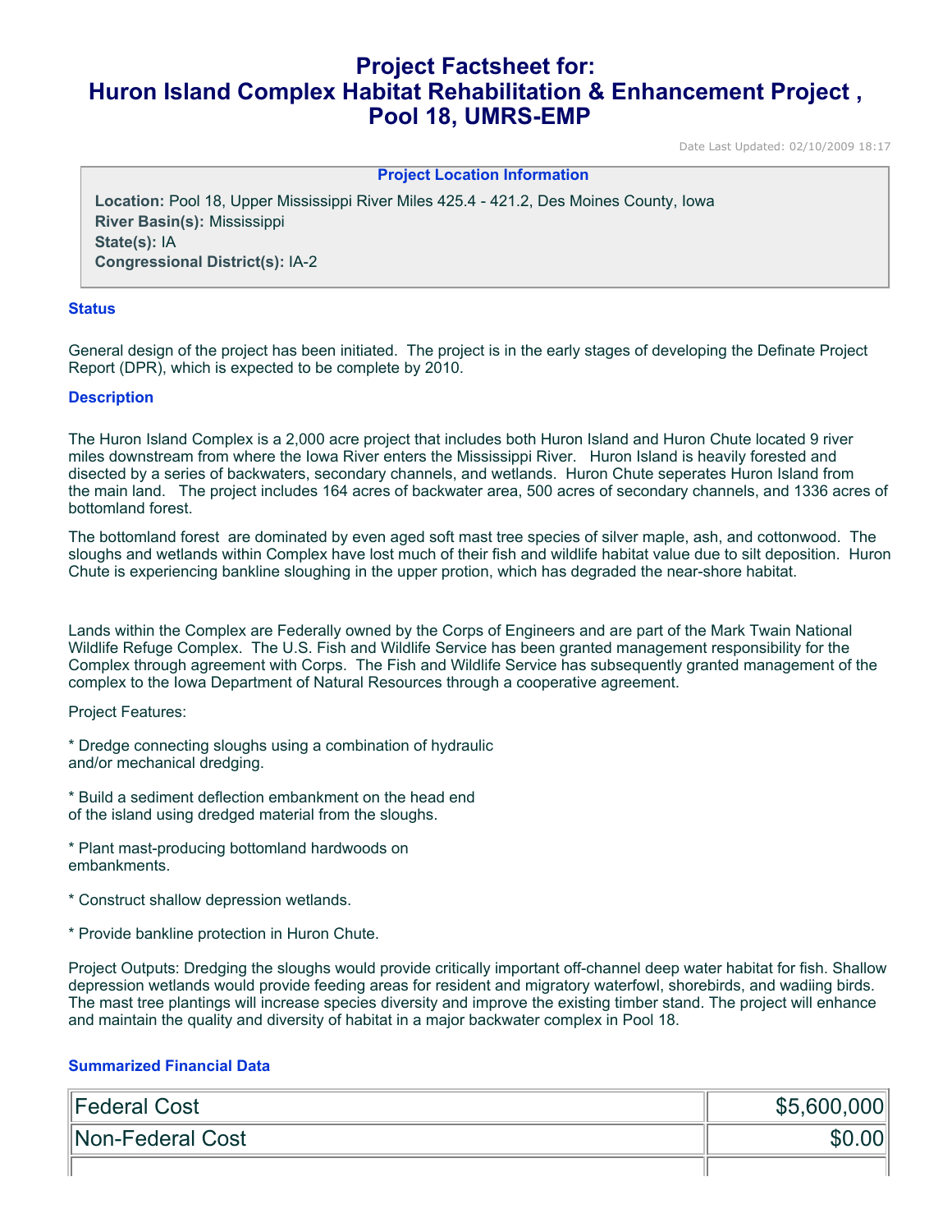# Project Factsheet for: Huron Island Complex Habitat Rehabilitation & Enhancement Project , Pool 18, UMRS-EMP

Date Last Updated: 02/10/2009 18:17

**Project Location Information**

**Location:** Pool 18, Upper Mississippi River Miles 425.4 - 421.2, Des Moines County, Iowa
**River Basin(s):** Mississippi
**State(s):** IA
**Congressional District(s):** IA-2

### Status

General design of the project has been initiated. The project is in the early stages of developing the Definate Project Report (DPR), which is expected to be complete by 2010.

### Description

The Huron Island Complex is a 2,000 acre project that includes both Huron Island and Huron Chute located 9 river miles downstream from where the Iowa River enters the Mississippi River. Huron Island is heavily forested and disected by a series of backwaters, secondary channels, and wetlands. Huron Chute seperates Huron Island from the main land. The project includes 164 acres of backwater area, 500 acres of secondary channels, and 1336 acres of bottomland forest.

The bottomland forest are dominated by even aged soft mast tree species of silver maple, ash, and cottonwood. The sloughs and wetlands within Complex have lost much of their fish and wildlife habitat value due to silt deposition. Huron Chute is experiencing bankline sloughing in the upper protion, which has degraded the near-shore habitat.

Lands within the Complex are Federally owned by the Corps of Engineers and are part of the Mark Twain National Wildlife Refuge Complex. The U.S. Fish and Wildlife Service has been granted management responsibility for the Complex through agreement with Corps. The Fish and Wildlife Service has subsequently granted management of the complex to the Iowa Department of Natural Resources through a cooperative agreement.

Project Features:

* Dredge connecting sloughs using a combination of hydraulic and/or mechanical dredging.

* Build a sediment deflection embankment on the head end of the island using dredged material from the sloughs.

* Plant mast-producing bottomland hardwoods on embankments.

* Construct shallow depression wetlands.

* Provide bankline protection in Huron Chute.

Project Outputs: Dredging the sloughs would provide critically important off-channel deep water habitat for fish. Shallow depression wetlands would provide feeding areas for resident and migratory waterfowl, shorebirds, and wadiing birds. The mast tree plantings will increase species diversity and improve the existing timber stand. The project will enhance and maintain the quality and diversity of habitat in a major backwater complex in Pool 18.

### Summarized Financial Data

| | |
|---|---:|
| Federal Cost | $5,600,000 |
| Non-Federal Cost | $0.00 |
| | |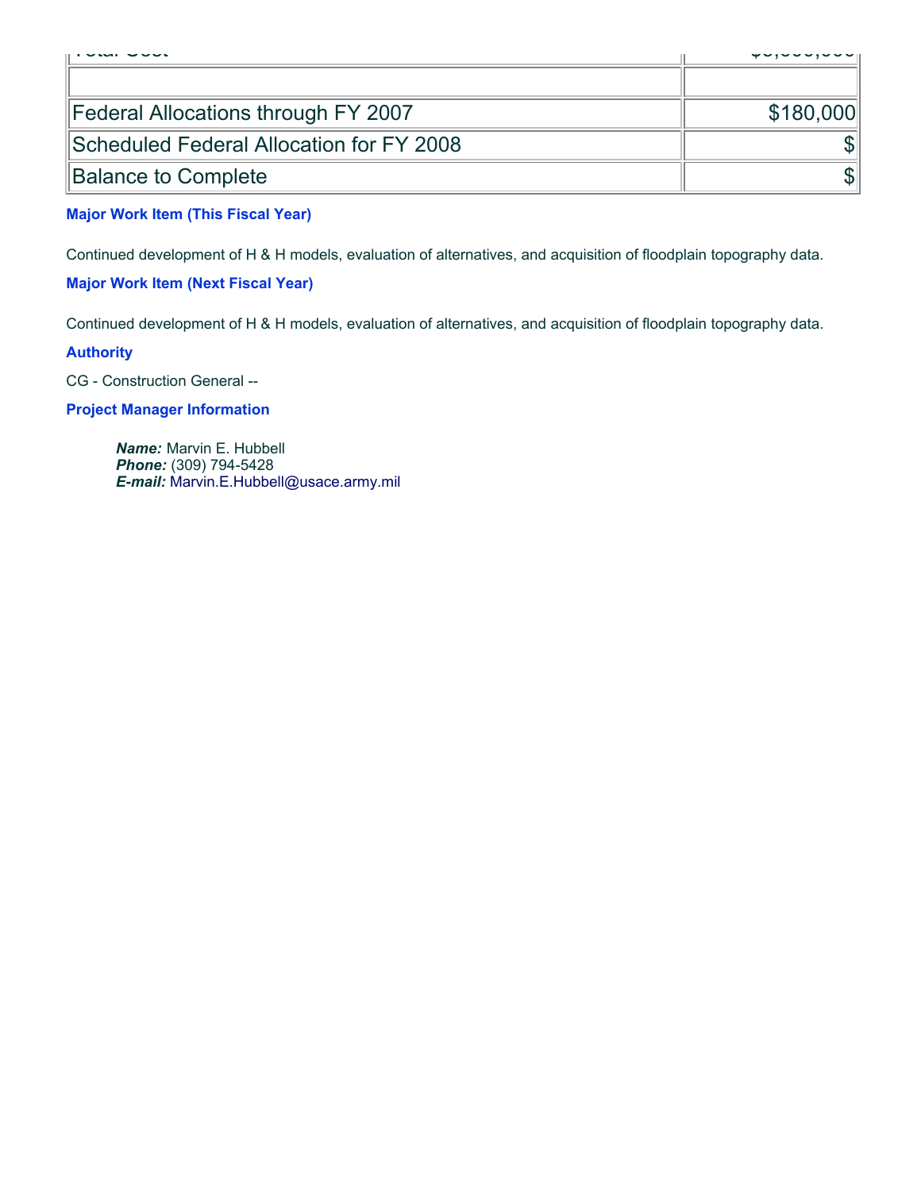| | |
|---|---|
| Total Cost | $3,300,000 |
| | |
| Federal Allocations through FY 2007 | $180,000 |
| Scheduled Federal Allocation for FY 2008 | $ |
| Balance to Complete | $ |

**Major Work Item (This Fiscal Year)**

Continued development of H & H models, evaluation of alternatives, and acquisition of floodplain topography data.

**Major Work Item (Next Fiscal Year)**

Continued development of H & H models, evaluation of alternatives, and acquisition of floodplain topography data.

**Authority**

CG - Construction General --

**Project Manager Information**

***Name:*** Marvin E. Hubbell
***Phone:*** (309) 794-5428
***E-mail:*** Marvin.E.Hubbell@usace.army.mil